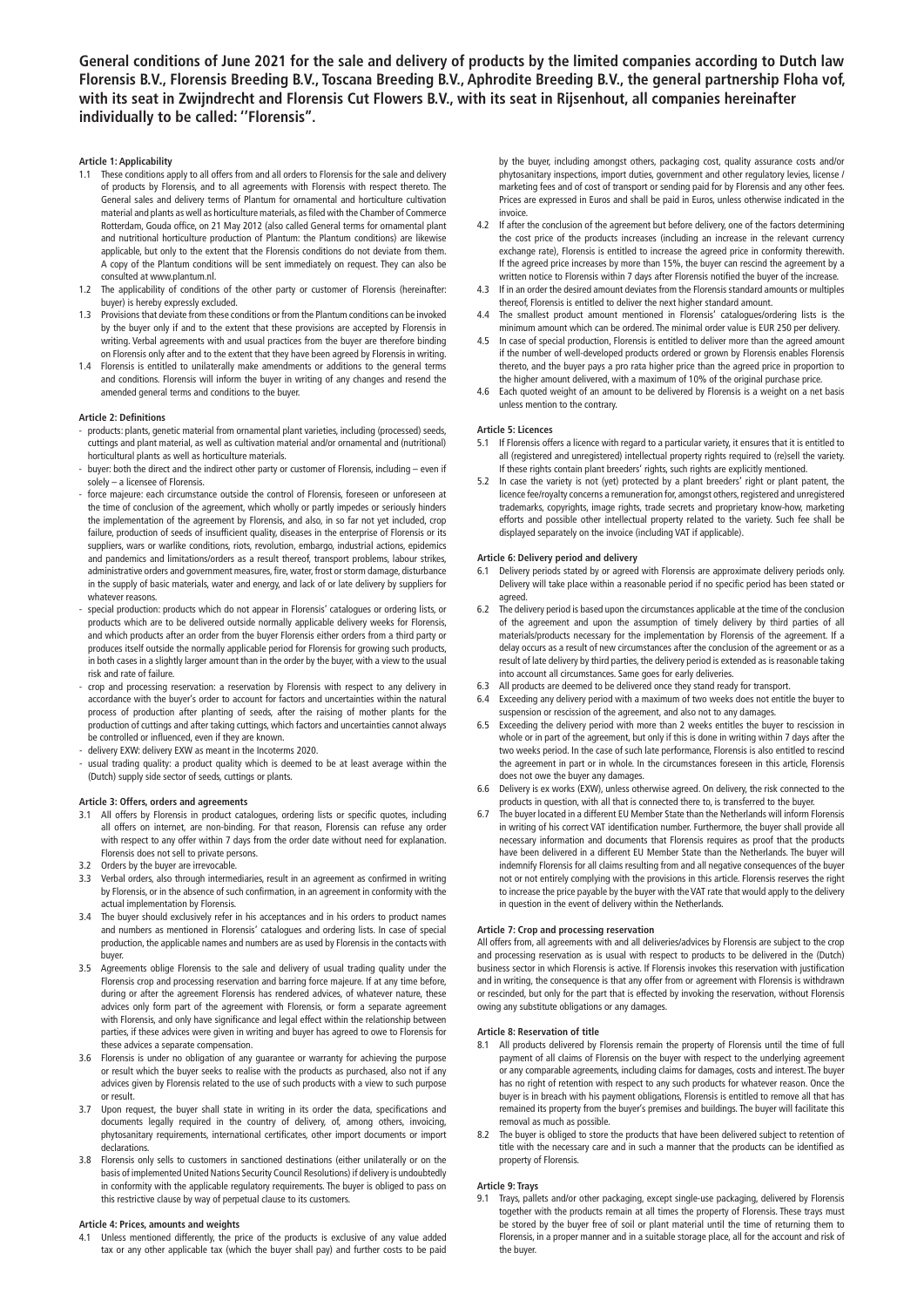**General conditions of June 2021 for the sale and delivery of products by the limited companies according to Dutch law Florensis B.V., Florensis Breeding B.V., Toscana Breeding B.V., Aphrodite Breeding B.V., the general partnership Floha vof, with its seat in Zwijndrecht and Florensis Cut Flowers B.V., with its seat in Rijsenhout, all companies hereinafter individually to be called: ''Florensis".**

**Article 1: Applicability**

1.1 These conditions apply to all offers from and all orders to Florensis for the sale and delivery of products by Florensis, and to all agreements with Florensis with respect thereto. The General sales and delivery terms of Plantum for ornamental and horticulture cultivation material and plants as well as horticulture materials, as filed with the Chamber of Commerce Rotterdam, Gouda office, on 21 May 2012 (also called General terms for ornamental plant and nutritional horticulture production of Plantum: the Plantum conditions) are likewise applicable, but only to the extent that the Florensis conditions do not deviate from them. A copy of the Plantum conditions will be sent immediately on request. They can also be consulted at www.plantum.nl.

1.2 The applicability of conditions of the other party or customer of Florensis (hereinafter: buyer) is hereby expressly excluded.

1.3 Provisions that deviate from these conditions or from the Plantum conditions can be invoked by the buyer only if and to the extent that these provisions are accepted by Florensis in writing. Verbal agreements with and usual practices from the buyer are therefore binding on Florensis only after and to the extent that they have been agreed by Florensis in writing.

1.4 Florensis is entitled to unilaterally make amendments or additions to the general terms and conditions. Florensis will inform the buyer in writing of any changes and resend the amended general terms and conditions to the buyer.

**Article 2: Definitions**

- products: plants, genetic material from ornamental plant varieties, including (processed) seeds, cuttings and plant material, as well as cultivation material and/or ornamental and (nutritional) horticultural plants as well as horticulture materials.
- buyer: both the direct and the indirect other party or customer of Florensis, including – even if solely – a licensee of Florensis.
- force majeure: each circumstance outside the control of Florensis, foreseen or unforeseen at the time of conclusion of the agreement, which wholly or partly impedes or seriously hinders the implementation of the agreement by Florensis, and also, in so far not yet included, crop failure, production of seeds of insufficient quality, diseases in the enterprise of Florensis or its suppliers, wars or warlike conditions, riots, revolution, embargo, industrial actions, epidemics and pandemics and limitations/orders as a result thereof, transport problems, labour strikes, administrative orders and government measures, fire, water, frost or storm damage, disturbance in the supply of basic materials, water and energy, and lack of or late delivery by suppliers for whatever reasons.
- special production: products which do not appear in Florensis' catalogues or ordering lists, or products which are to be delivered outside normally applicable delivery weeks for Florensis, and which products after an order from the buyer Florensis either orders from a third party or produces itself outside the normally applicable period for Florensis for growing such products, in both cases in a slightly larger amount than in the order by the buyer, with a view to the usual risk and rate of failure.
- crop and processing reservation: a reservation by Florensis with respect to any delivery in accordance with the buyer's order to account for factors and uncertainties within the natural process of production after planting of seeds, after the raising of mother plants for the production of cuttings and after taking cuttings, which factors and uncertainties cannot always be controlled or influenced, even if they are known.
- delivery EXW: delivery EXW as meant in the Incoterms 2020.
- usual trading quality: a product quality which is deemed to be at least average within the (Dutch) supply side sector of seeds, cuttings or plants.

**Article 3: Offers, orders and agreements**

3.1 All offers by Florensis in product catalogues, ordering lists or specific quotes, including all offers on internet, are non-binding. For that reason, Florensis can refuse any order with respect to any offer within 7 days from the order date without need for explanation. Florensis does not sell to private persons.

3.2 Orders by the buyer are irrevocable.

3.3 Verbal orders, also through intermediaries, result in an agreement as confirmed in writing by Florensis, or in the absence of such confirmation, in an agreement in conformity with the actual implementation by Florensis.

3.4 The buyer should exclusively refer in his acceptances and in his orders to product names and numbers as mentioned in Florensis' catalogues and ordering lists. In case of special production, the applicable names and numbers are as used by Florensis in the contacts with buyer.

3.5 Agreements oblige Florensis to the sale and delivery of usual trading quality under the Florensis crop and processing reservation and barring force majeure. If at any time before, during or after the agreement Florensis has rendered advices, of whatever nature, these advices only form part of the agreement with Florensis, or form a separate agreement with Florensis, and only have significance and legal effect within the relationship between parties, if these advices were given in writing and buyer has agreed to owe to Florensis for these advices a separate compensation.

3.6 Florensis is under no obligation of any guarantee or warranty for achieving the purpose or result which the buyer seeks to realise with the products as purchased, also not if any advices given by Florensis related to the use of such products with a view to such purpose or result.

3.7 Upon request, the buyer shall state in writing in its order the data, specifications and documents legally required in the country of delivery, of, among others, invoicing, phytosanitary requirements, international certificates, other import documents or import declarations.

3.8 Florensis only sells to customers in sanctioned destinations (either unilaterally or on the basis of implemented United Nations Security Council Resolutions) if delivery is undoubtedly in conformity with the applicable regulatory requirements. The buyer is obliged to pass on this restrictive clause by way of perpetual clause to its customers.

**Article 4: Prices, amounts and weights**

4.1 Unless mentioned differently, the price of the products is exclusive of any value added tax or any other applicable tax (which the buyer shall pay) and further costs to be paid by the buyer, including amongst others, packaging cost, quality assurance costs and/or phytosanitary inspections, import duties, government and other regulatory levies, license / marketing fees and of cost of transport or sending paid for by Florensis and any other fees. Prices are expressed in Euros and shall be paid in Euros, unless otherwise indicated in the invoice.

4.2 If after the conclusion of the agreement but before delivery, one of the factors determining the cost price of the products increases (including an increase in the relevant currency exchange rate), Florensis is entitled to increase the agreed price in conformity therewith. If the agreed price increases by more than 15%, the buyer can rescind the agreement by a written notice to Florensis within 7 days after Florensis notified the buyer of the increase.

4.3 If in an order the desired amount deviates from the Florensis standard amounts or multiples thereof, Florensis is entitled to deliver the next higher standard amount.

4.4 The smallest product amount mentioned in Florensis' catalogues/ordering lists is the minimum amount which can be ordered. The minimal order value is EUR 250 per delivery.

4.5 In case of special production, Florensis is entitled to deliver more than the agreed amount if the number of well-developed products ordered or grown by Florensis enables Florensis thereto, and the buyer pays a pro rata higher price than the agreed price in proportion to the higher amount delivered, with a maximum of 10% of the original purchase price.

4.6 Each quoted weight of an amount to be delivered by Florensis is a weight on a net basis unless mention to the contrary.

**Article 5: Licences**

5.1 If Florensis offers a licence with regard to a particular variety, it ensures that it is entitled to all (registered and unregistered) intellectual property rights required to (re)sell the variety. If these rights contain plant breeders' rights, such rights are explicitly mentioned.

5.2 In case the variety is not (yet) protected by a plant breeders' right or plant patent, the licence fee/royalty concerns a remuneration for, amongst others, registered and unregistered trademarks, copyrights, image rights, trade secrets and proprietary know-how, marketing efforts and possible other intellectual property related to the variety. Such fee shall be displayed separately on the invoice (including VAT if applicable).

**Article 6: Delivery period and delivery**

6.1 Delivery periods stated by or agreed with Florensis are approximate delivery periods only. Delivery will take place within a reasonable period if no specific period has been stated or agreed.

6.2 The delivery period is based upon the circumstances applicable at the time of the conclusion of the agreement and upon the assumption of timely delivery by third parties of all materials/products necessary for the implementation by Florensis of the agreement. If a delay occurs as a result of new circumstances after the conclusion of the agreement or as a result of late delivery by third parties, the delivery period is extended as is reasonable taking into account all circumstances. Same goes for early deliveries.

6.3 All products are deemed to be delivered once they stand ready for transport.

6.4 Exceeding any delivery period with a maximum of two weeks does not entitle the buyer to suspension or rescission of the agreement, and also not to any damages.

6.5 Exceeding the delivery period with more than 2 weeks entitles the buyer to rescission in whole or in part of the agreement, but only if this is done in writing within 7 days after the two weeks period. In the case of such late performance, Florensis is also entitled to rescind the agreement in part or in whole. In the circumstances foreseen in this article, Florensis does not owe the buyer any damages.

6.6 Delivery is ex works (EXW), unless otherwise agreed. On delivery, the risk connected to the products in question, with all that is connected there to, is transferred to the buyer.

6.7 The buyer located in a different EU Member State than the Netherlands will inform Florensis in writing of his correct VAT identification number. Furthermore, the buyer shall provide all necessary information and documents that Florensis requires as proof that the products have been delivered in a different EU Member State than the Netherlands. The buyer will indemnify Florensis for all claims resulting from and all negative consequences of the buyer not or not entirely complying with the provisions in this article. Florensis reserves the right to increase the price payable by the buyer with the VAT rate that would apply to the delivery in question in the event of delivery within the Netherlands.

**Article 7: Crop and processing reservation**

All offers from, all agreements with and all deliveries/advices by Florensis are subject to the crop and processing reservation as is usual with respect to products to be delivered in the (Dutch) business sector in which Florensis is active. If Florensis invokes this reservation with justification and in writing, the consequence is that any offer from or agreement with Florensis is withdrawn or rescinded, but only for the part that is effected by invoking the reservation, without Florensis owing any substitute obligations or any damages.

**Article 8: Reservation of title**

8.1 All products delivered by Florensis remain the property of Florensis until the time of full payment of all claims of Florensis on the buyer with respect to the underlying agreement or any comparable agreements, including claims for damages, costs and interest. The buyer has no right of retention with respect to any such products for whatever reason. Once the buyer is in breach with his payment obligations, Florensis is entitled to remove all that has remained its property from the buyer's premises and buildings. The buyer will facilitate this removal as much as possible.

8.2 The buyer is obliged to store the products that have been delivered subject to retention of title with the necessary care and in such a manner that the products can be identified as property of Florensis.

**Article 9: Trays**

9.1 Trays, pallets and/or other packaging, except single-use packaging, delivered by Florensis together with the products remain at all times the property of Florensis. These trays must be stored by the buyer free of soil or plant material until the time of returning them to Florensis, in a proper manner and in a suitable storage place, all for the account and risk of the buyer.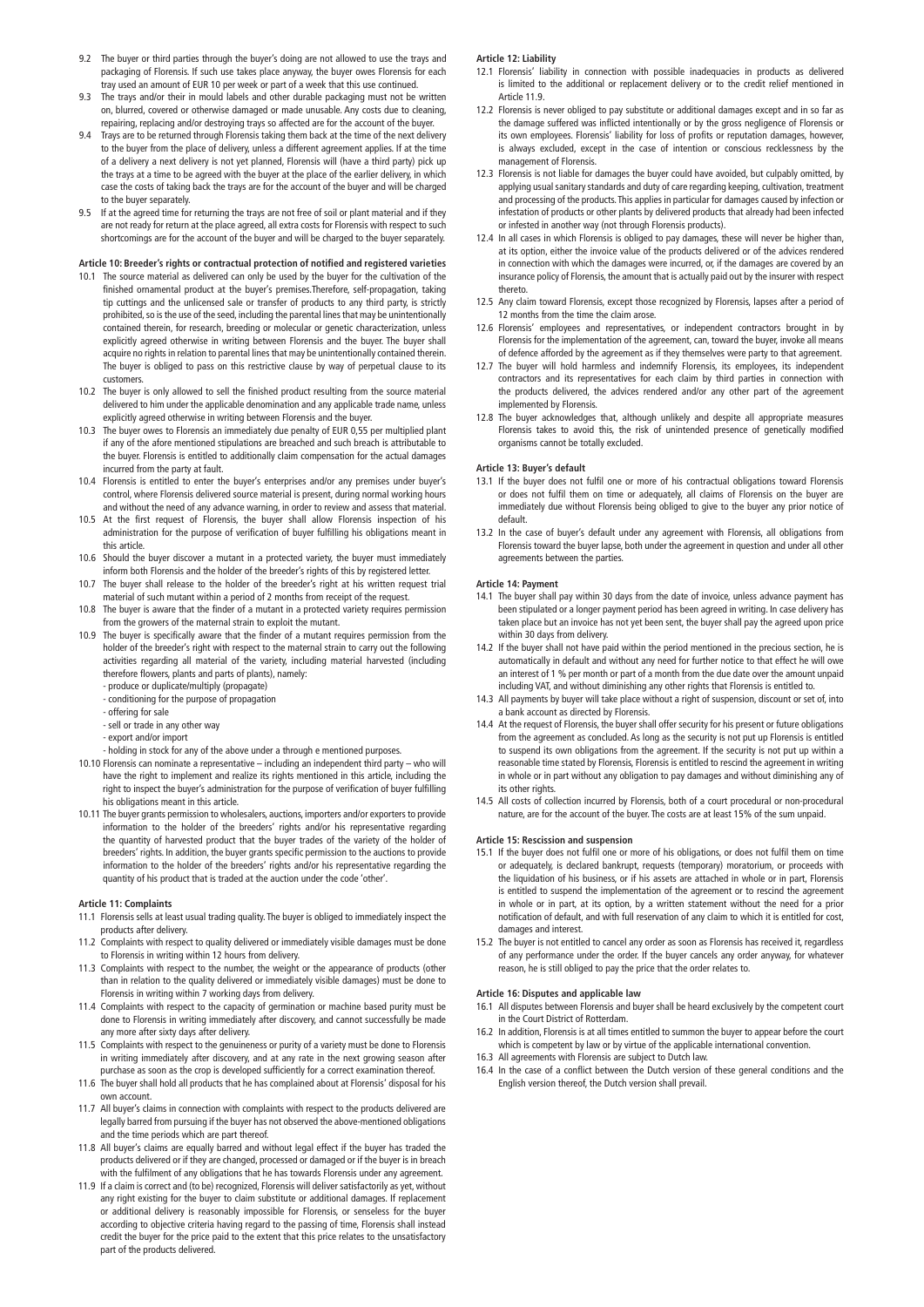9.2 The buyer or third parties through the buyer's doing are not allowed to use the trays and packaging of Florensis. If such use takes place anyway, the buyer owes Florensis for each tray used an amount of EUR 10 per week or part of a week that this use continued.

9.3 The trays and/or their in mould labels and other durable packaging must not be written on, blurred, covered or otherwise damaged or made unusable. Any costs due to cleaning, repairing, replacing and/or destroying trays so affected are for the account of the buyer.

9.4 Trays are to be returned through Florensis taking them back at the time of the next delivery to the buyer from the place of delivery, unless a different agreement applies. If at the time of a delivery a next delivery is not yet planned, Florensis will (have a third party) pick up the trays at a time to be agreed with the buyer at the place of the earlier delivery, in which case the costs of taking back the trays are for the account of the buyer and will be charged to the buyer separately.

9.5 If at the agreed time for returning the trays are not free of soil or plant material and if they are not ready for return at the place agreed, all extra costs for Florensis with respect to such shortcomings are for the account of the buyer and will be charged to the buyer separately.

**Article 10: Breeder's rights or contractual protection of notified and registered varieties**

10.1 The source material as delivered can only be used by the buyer for the cultivation of the finished ornamental product at the buyer's premises.Therefore, self-propagation, taking tip cuttings and the unlicensed sale or transfer of products to any third party, is strictly prohibited, so is the use of the seed, including the parental lines that may be unintentionally contained therein, for research, breeding or molecular or genetic characterization, unless explicitly agreed otherwise in writing between Florensis and the buyer. The buyer shall acquire no rights in relation to parental lines that may be unintentionally contained therein. The buyer is obliged to pass on this restrictive clause by way of perpetual clause to its customers.

10.2 The buyer is only allowed to sell the finished product resulting from the source material delivered to him under the applicable denomination and any applicable trade name, unless explicitly agreed otherwise in writing between Florensis and the buyer.

10.3 The buyer owes to Florensis an immediately due penalty of EUR 0,55 per multiplied plant if any of the afore mentioned stipulations are breached and such breach is attributable to the buyer. Florensis is entitled to additionally claim compensation for the actual damages incurred from the party at fault.

10.4 Florensis is entitled to enter the buyer's enterprises and/or any premises under buyer's control, where Florensis delivered source material is present, during normal working hours and without the need of any advance warning, in order to review and assess that material.

10.5 At the first request of Florensis, the buyer shall allow Florensis inspection of his administration for the purpose of verification of buyer fulfilling his obligations meant in this article.

10.6 Should the buyer discover a mutant in a protected variety, the buyer must immediately inform both Florensis and the holder of the breeder's rights of this by registered letter.

10.7 The buyer shall release to the holder of the breeder's right at his written request trial material of such mutant within a period of 2 months from receipt of the request.

10.8 The buyer is aware that the finder of a mutant in a protected variety requires permission from the growers of the maternal strain to exploit the mutant.

10.9 The buyer is specifically aware that the finder of a mutant requires permission from the holder of the breeder's right with respect to the maternal strain to carry out the following activities regarding all material of the variety, including material harvested (including therefore flowers, plants and parts of plants), namely:

- produce or duplicate/multiply (propagate)
- conditioning for the purpose of propagation
- offering for sale
- sell or trade in any other way
- export and/or import
- holding in stock for any of the above under a through e mentioned purposes.

10.10 Florensis can nominate a representative – including an independent third party – who will have the right to implement and realize its rights mentioned in this article, including the right to inspect the buyer's administration for the purpose of verification of buyer fulfilling his obligations meant in this article.

10.11 The buyer grants permission to wholesalers, auctions, importers and/or exporters to provide information to the holder of the breeders' rights and/or his representative regarding the quantity of harvested product that the buyer trades of the variety of the holder of breeders' rights. In addition, the buyer grants specific permission to the auctions to provide information to the holder of the breeders' rights and/or his representative regarding the quantity of his product that is traded at the auction under the code 'other'.

**Article 11: Complaints**

11.1 Florensis sells at least usual trading quality. The buyer is obliged to immediately inspect the products after delivery.

11.2 Complaints with respect to quality delivered or immediately visible damages must be done to Florensis in writing within 12 hours from delivery.

11.3 Complaints with respect to the number, the weight or the appearance of products (other than in relation to the quality delivered or immediately visible damages) must be done to Florensis in writing within 7 working days from delivery.

11.4 Complaints with respect to the capacity of germination or machine based purity must be done to Florensis in writing immediately after discovery, and cannot successfully be made any more after sixty days after delivery.

11.5 Complaints with respect to the genuineness or purity of a variety must be done to Florensis in writing immediately after discovery, and at any rate in the next growing season after purchase as soon as the crop is developed sufficiently for a correct examination thereof.

11.6 The buyer shall hold all products that he has complained about at Florensis' disposal for his own account.

11.7 All buyer's claims in connection with complaints with respect to the products delivered are legally barred from pursuing if the buyer has not observed the above-mentioned obligations and the time periods which are part thereof.

11.8 All buyer's claims are equally barred and without legal effect if the buyer has traded the products delivered or if they are changed, processed or damaged or if the buyer is in breach with the fulfilment of any obligations that he has towards Florensis under any agreement.

11.9 If a claim is correct and (to be) recognized, Florensis will deliver satisfactorily as yet, without any right existing for the buyer to claim substitute or additional damages. If replacement or additional delivery is reasonably impossible for Florensis, or senseless for the buyer according to objective criteria having regard to the passing of time, Florensis shall instead credit the buyer for the price paid to the extent that this price relates to the unsatisfactory part of the products delivered.

**Article 12: Liability**

12.1 Florensis' liability in connection with possible inadequacies in products as delivered is limited to the additional or replacement delivery or to the credit relief mentioned in Article 11.9.

12.2 Florensis is never obliged to pay substitute or additional damages except and in so far as the damage suffered was inflicted intentionally or by the gross negligence of Florensis or its own employees. Florensis' liability for loss of profits or reputation damages, however, is always excluded, except in the case of intention or conscious recklessness by the management of Florensis.

12.3 Florensis is not liable for damages the buyer could have avoided, but culpably omitted, by applying usual sanitary standards and duty of care regarding keeping, cultivation, treatment and processing of the products. This applies in particular for damages caused by infection or infestation of products or other plants by delivered products that already had been infected or infested in another way (not through Florensis products).

12.4 In all cases in which Florensis is obliged to pay damages, these will never be higher than, at its option, either the invoice value of the products delivered or of the advices rendered in connection with which the damages were incurred, or, if the damages are covered by an insurance policy of Florensis, the amount that is actually paid out by the insurer with respect thereto.

12.5 Any claim toward Florensis, except those recognized by Florensis, lapses after a period of 12 months from the time the claim arose.

12.6 Florensis' employees and representatives, or independent contractors brought in by Florensis for the implementation of the agreement, can, toward the buyer, invoke all means of defence afforded by the agreement as if they themselves were party to that agreement.

12.7 The buyer will hold harmless and indemnify Florensis, its employees, its independent contractors and its representatives for each claim by third parties in connection with the products delivered, the advices rendered and/or any other part of the agreement implemented by Florensis.

12.8 The buyer acknowledges that, although unlikely and despite all appropriate measures Florensis takes to avoid this, the risk of unintended presence of genetically modified organisms cannot be totally excluded.

**Article 13: Buyer's default**

13.1 If the buyer does not fulfil one or more of his contractual obligations toward Florensis or does not fulfil them on time or adequately, all claims of Florensis on the buyer are immediately due without Florensis being obliged to give to the buyer any prior notice of default.

13.2 In the case of buyer's default under any agreement with Florensis, all obligations from Florensis toward the buyer lapse, both under the agreement in question and under all other agreements between the parties.

**Article 14: Payment**

14.1 The buyer shall pay within 30 days from the date of invoice, unless advance payment has been stipulated or a longer payment period has been agreed in writing. In case delivery has taken place but an invoice has not yet been sent, the buyer shall pay the agreed upon price within 30 days from delivery.

14.2 If the buyer shall not have paid within the period mentioned in the precious section, he is automatically in default and without any need for further notice to that effect he will owe an interest of 1 % per month or part of a month from the due date over the amount unpaid including VAT, and without diminishing any other rights that Florensis is entitled to.

14.3 All payments by buyer will take place without a right of suspension, discount or set of, into a bank account as directed by Florensis.

14.4 At the request of Florensis, the buyer shall offer security for his present or future obligations from the agreement as concluded. As long as the security is not put up Florensis is entitled to suspend its own obligations from the agreement. If the security is not put up within a reasonable time stated by Florensis, Florensis is entitled to rescind the agreement in writing in whole or in part without any obligation to pay damages and without diminishing any of its other rights.

14.5 All costs of collection incurred by Florensis, both of a court procedural or non-procedural nature, are for the account of the buyer. The costs are at least 15% of the sum unpaid.

**Article 15: Rescission and suspension**

15.1 If the buyer does not fulfil one or more of his obligations, or does not fulfil them on time or adequately, is declared bankrupt, requests (temporary) moratorium, or proceeds with the liquidation of his business, or if his assets are attached in whole or in part, Florensis is entitled to suspend the implementation of the agreement or to rescind the agreement in whole or in part, at its option, by a written statement without the need for a prior notification of default, and with full reservation of any claim to which it is entitled for cost, damages and interest.

15.2 The buyer is not entitled to cancel any order as soon as Florensis has received it, regardless of any performance under the order. If the buyer cancels any order anyway, for whatever reason, he is still obliged to pay the price that the order relates to.

**Article 16: Disputes and applicable law**

16.1 All disputes between Florensis and buyer shall be heard exclusively by the competent court in the Court District of Rotterdam.

16.2 In addition, Florensis is at all times entitled to summon the buyer to appear before the court which is competent by law or by virtue of the applicable international convention.

16.3 All agreements with Florensis are subject to Dutch law.

16.4 In the case of a conflict between the Dutch version of these general conditions and the English version thereof, the Dutch version shall prevail.